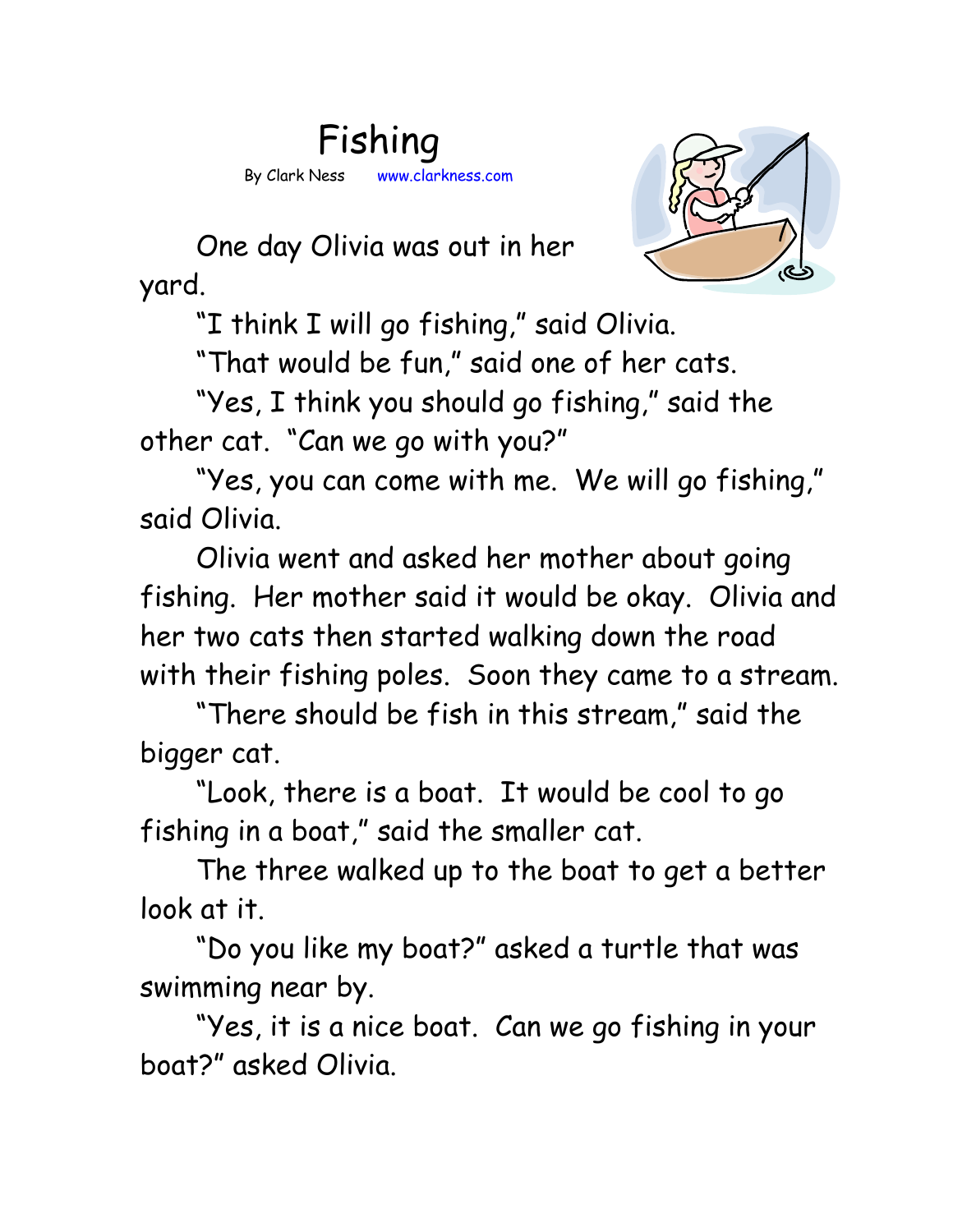# Fishing

By Clark Ness www.clarkness.com

One day Olivia was out in her yard.

"I think I will go fishing," said Olivia.

"That would be fun," said one of her cats.

"Yes, I think you should go fishing," said the other cat. "Can we go with you?"

"Yes, you can come with me. We will go fishing," said Olivia.

Olivia went and asked her mother about going fishing. Her mother said it would be okay. Olivia and her two cats then started walking down the road with their fishing poles. Soon they came to a stream.

"There should be fish in this stream," said the bigger cat.

"Look, there is a boat. It would be cool to go fishing in a boat," said the smaller cat.

The three walked up to the boat to get a better look at it.

"Do you like my boat?" asked a turtle that was swimming near by.

"Yes, it is a nice boat. Can we go fishing in your boat?" asked Olivia.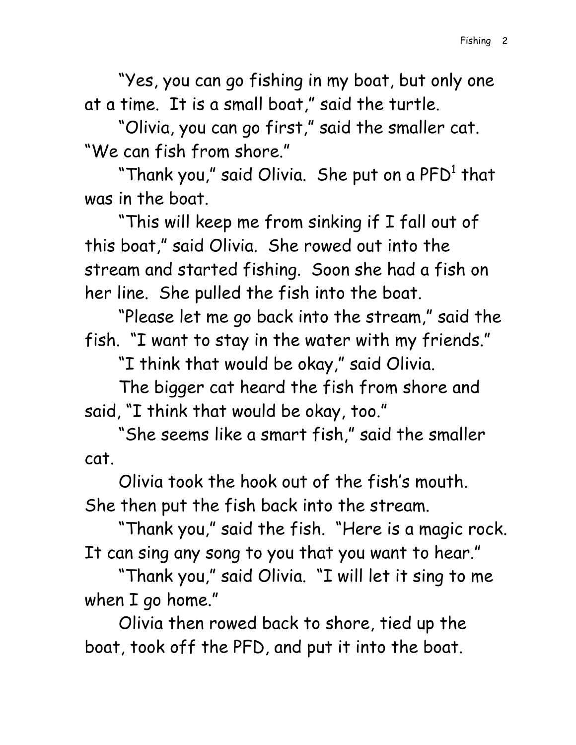"Yes, you can go fishing in my boat, but only one at a time. It is a small boat," said the turtle.

"Olivia, you can go first," said the smaller cat. "We can fish from shore."

"Thank you," said Olivia. She put on a PFD[1] that was in the boat.

"This will keep me from sinking if I fall out of this boat," said Olivia. She rowed out into the stream and started fishing. Soon she had a fish on her line. She pulled the fish into the boat.

"Please let me go back into the stream," said the fish. "I want to stay in the water with my friends."

"I think that would be okay," said Olivia.

The bigger cat heard the fish from shore and said, "I think that would be okay, too."

"She seems like a smart fish," said the smaller cat.

Olivia took the hook out of the fish's mouth. She then put the fish back into the stream.

"Thank you," said the fish. "Here is a magic rock. It can sing any song to you that you want to hear."

"Thank you," said Olivia. "I will let it sing to me when I go home."

Olivia then rowed back to shore, tied up the boat, took off the PFD, and put it into the boat.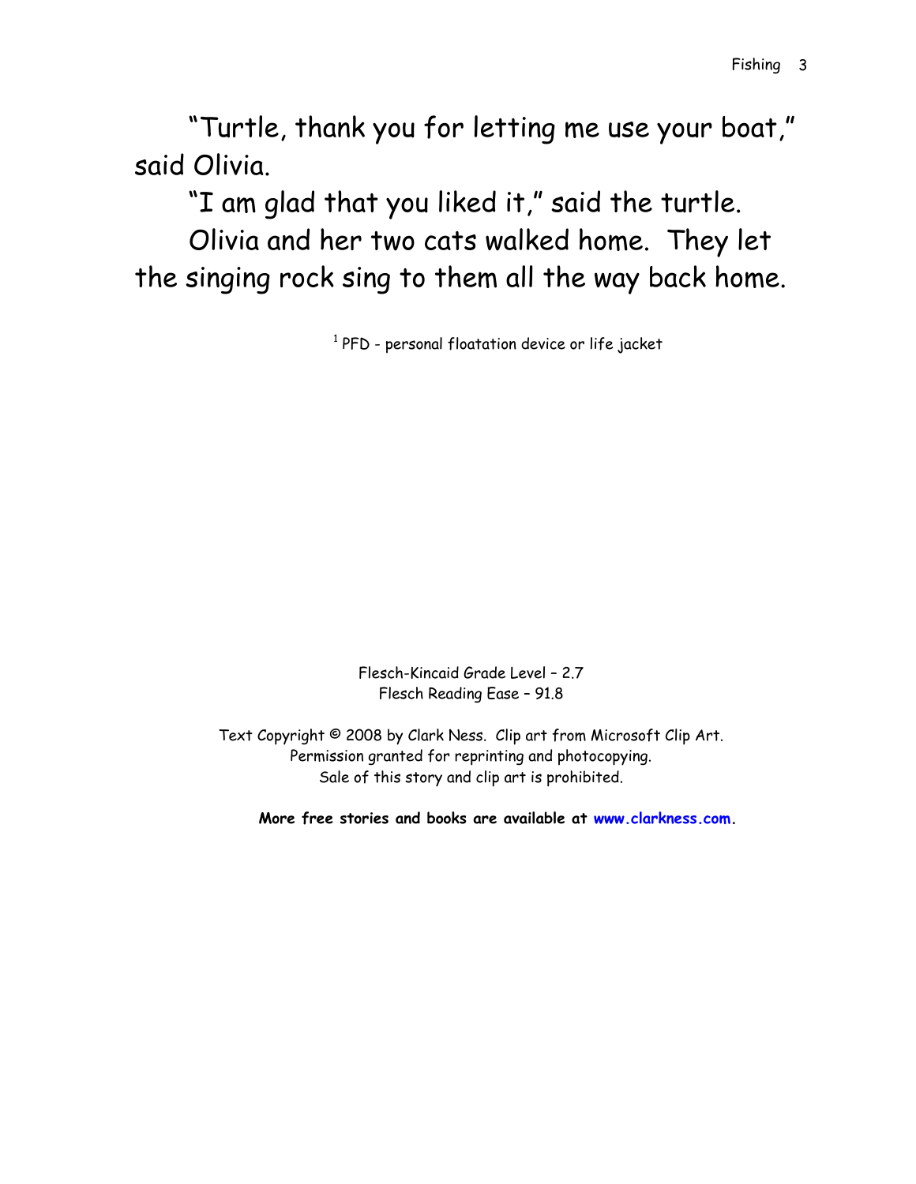"Turtle, thank you for letting me use your boat," said Olivia.

"I am glad that you liked it," said the turtle.

Olivia and her two cats walked home. They let the singing rock sing to them all the way back home.

[1] PFD - personal floatation device or life jacket

Flesch-Kincaid Grade Level – 2.7
Flesch Reading Ease – 91.8

Text Copyright © 2008 by Clark Ness. Clip art from Microsoft Clip Art.
Permission granted for reprinting and photocopying.
Sale of this story and clip art is prohibited.

**More free stories and books are available at www.clarkness.com.**